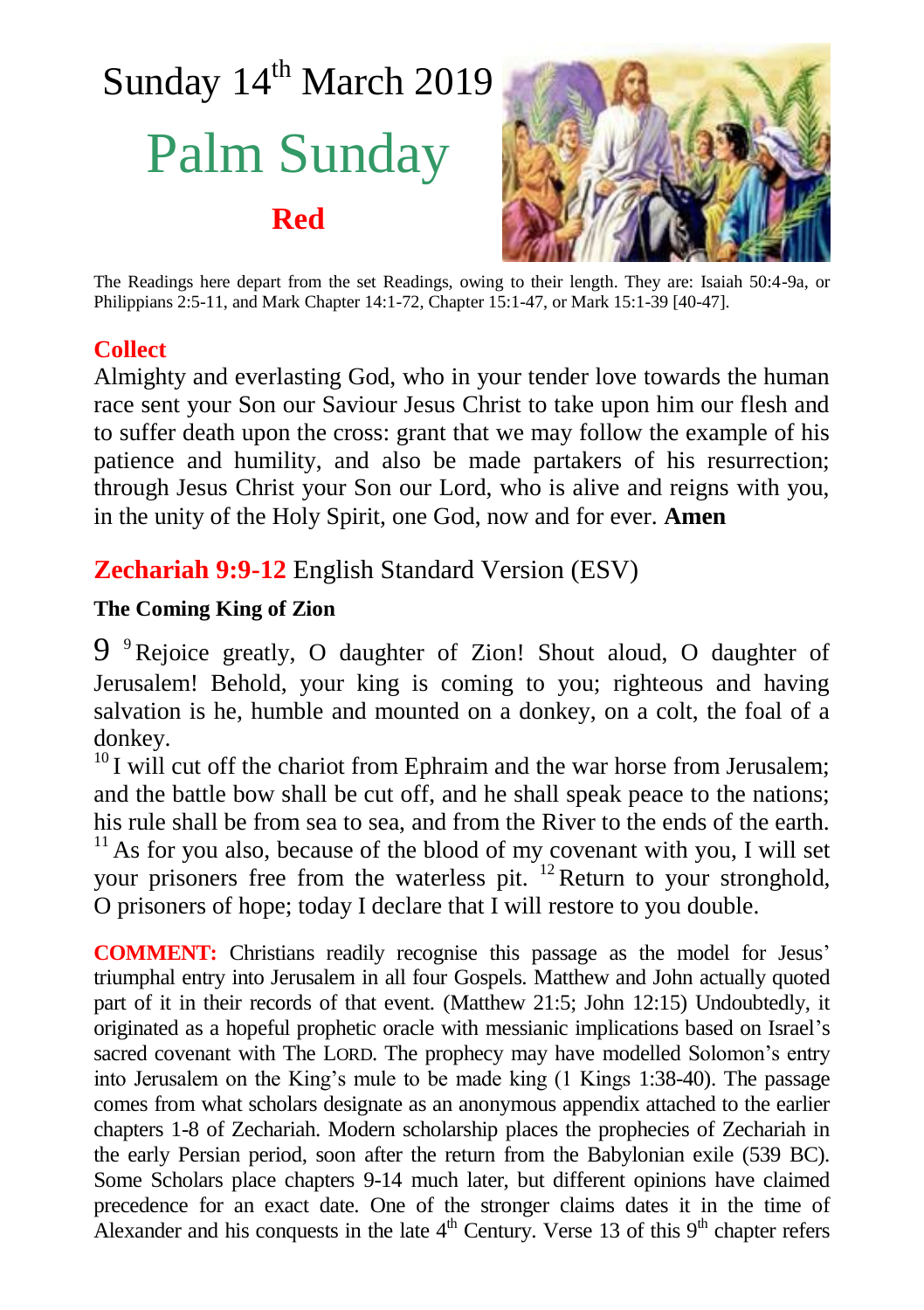# Sunday 14th March 2019

## Palm Sunday

**Red**

The Readings here depart from the set Readings, owing to their length. They are: Isaiah 50:4-9a, or Philippians 2:5-11, and Mark Chapter 14:1-72, Chapter 15:1-47, or Mark 15:1-39 [40-47].

### Collect

Almighty and everlasting God, who in your tender love towards the human race sent your Son our Saviour Jesus Christ to take upon him our flesh and to suffer death upon the cross: grant that we may follow the example of his patience and humility, and also be made partakers of his resurrection; through Jesus Christ your Son our Lord, who is alive and reigns with you, in the unity of the Holy Spirit, one God, now and for ever. **Amen**

### Zechariah 9:9-12 English Standard Version (ESV)

**The Coming King of Zion**

9 [9] Rejoice greatly, O daughter of Zion! Shout aloud, O daughter of Jerusalem! Behold, your king is coming to you; righteous and having salvation is he, humble and mounted on a donkey, on a colt, the foal of a donkey.
[10] I will cut off the chariot from Ephraim and the war horse from Jerusalem; and the battle bow shall be cut off, and he shall speak peace to the nations; his rule shall be from sea to sea, and from the River to the ends of the earth.
[11] As for you also, because of the blood of my covenant with you, I will set your prisoners free from the waterless pit. [12] Return to your stronghold, O prisoners of hope; today I declare that I will restore to you double.

**COMMENT:** Christians readily recognise this passage as the model for Jesus' triumphal entry into Jerusalem in all four Gospels. Matthew and John actually quoted part of it in their records of that event. (Matthew 21:5; John 12:15) Undoubtedly, it originated as a hopeful prophetic oracle with messianic implications based on Israel's sacred covenant with The LORD. The prophecy may have modelled Solomon's entry into Jerusalem on the King's mule to be made king (1 Kings 1:38-40). The passage comes from what scholars designate as an anonymous appendix attached to the earlier chapters 1-8 of Zechariah. Modern scholarship places the prophecies of Zechariah in the early Persian period, soon after the return from the Babylonian exile (539 BC). Some Scholars place chapters 9-14 much later, but different opinions have claimed precedence for an exact date. One of the stronger claims dates it in the time of Alexander and his conquests in the late 4th Century. Verse 13 of this 9th chapter refers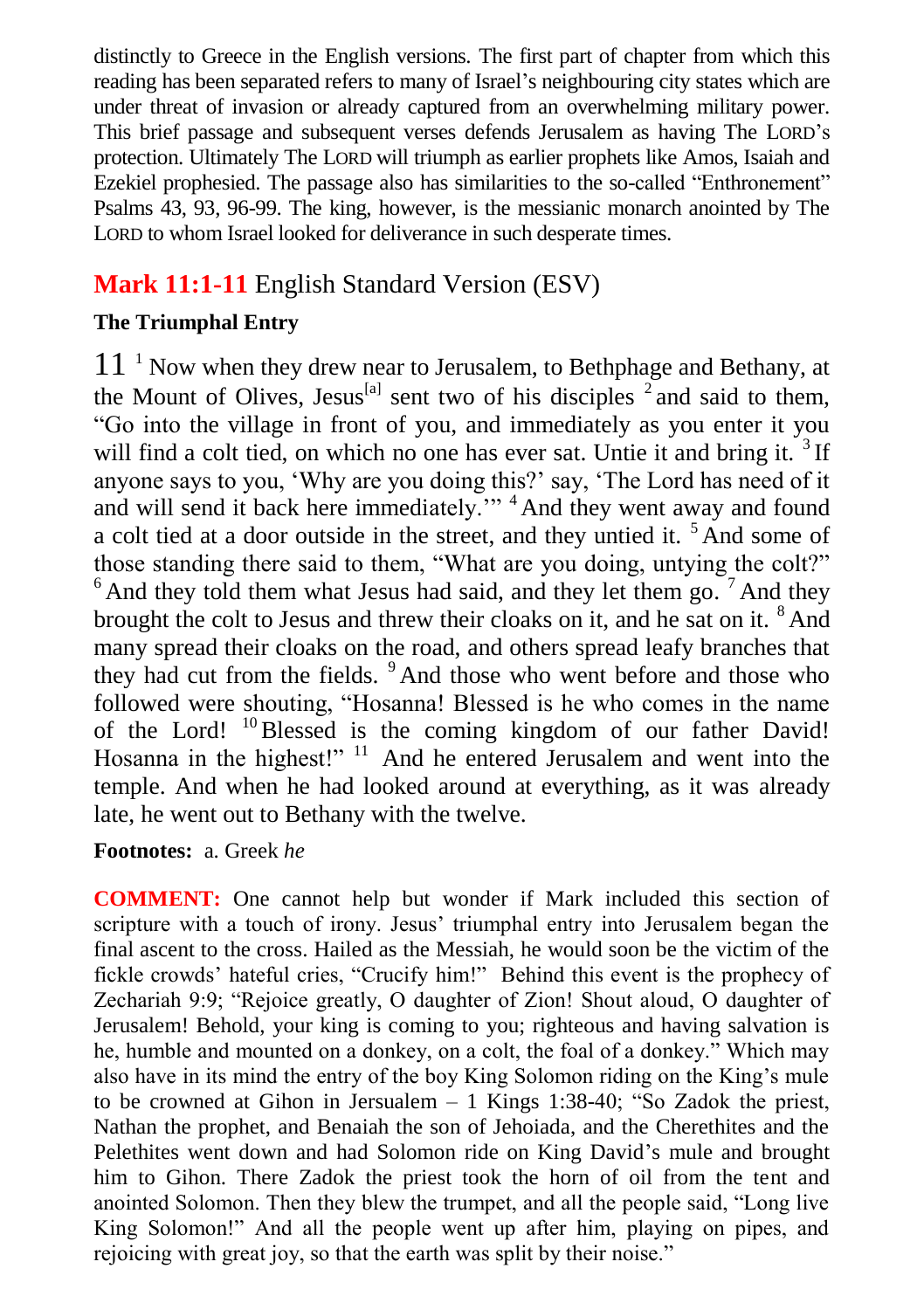distinctly to Greece in the English versions. The first part of chapter from which this reading has been separated refers to many of Israel's neighbouring city states which are under threat of invasion or already captured from an overwhelming military power. This brief passage and subsequent verses defends Jerusalem as having The LORD's protection. Ultimately The LORD will triumph as earlier prophets like Amos, Isaiah and Ezekiel prophesied. The passage also has similarities to the so-called "Enthronement" Psalms 43, 93, 96-99. The king, however, is the messianic monarch anointed by The LORD to whom Israel looked for deliverance in such desperate times.

## **Mark 11:1-11** English Standard Version (ESV)

### The Triumphal Entry

11 [1] Now when they drew near to Jerusalem, to Bethphage and Bethany, at the Mount of Olives, Jesus[a] sent two of his disciples [2] and said to them, "Go into the village in front of you, and immediately as you enter it you will find a colt tied, on which no one has ever sat. Untie it and bring it. [3] If anyone says to you, 'Why are you doing this?' say, 'The Lord has need of it and will send it back here immediately.'" [4] And they went away and found a colt tied at a door outside in the street, and they untied it. [5] And some of those standing there said to them, "What are you doing, untying the colt?" [6] And they told them what Jesus had said, and they let them go. [7] And they brought the colt to Jesus and threw their cloaks on it, and he sat on it. [8] And many spread their cloaks on the road, and others spread leafy branches that they had cut from the fields. [9] And those who went before and those who followed were shouting, "Hosanna! Blessed is he who comes in the name of the Lord! [10] Blessed is the coming kingdom of our father David! Hosanna in the highest!" [11] And he entered Jerusalem and went into the temple. And when he had looked around at everything, as it was already late, he went out to Bethany with the twelve.

**Footnotes:** a. Greek *he*

**COMMENT:** One cannot help but wonder if Mark included this section of scripture with a touch of irony. Jesus' triumphal entry into Jerusalem began the final ascent to the cross. Hailed as the Messiah, he would soon be the victim of the fickle crowds' hateful cries, "Crucify him!" Behind this event is the prophecy of Zechariah 9:9; "Rejoice greatly, O daughter of Zion! Shout aloud, O daughter of Jerusalem! Behold, your king is coming to you; righteous and having salvation is he, humble and mounted on a donkey, on a colt, the foal of a donkey." Which may also have in its mind the entry of the boy King Solomon riding on the King's mule to be crowned at Gihon in Jersualem – 1 Kings 1:38-40; "So Zadok the priest, Nathan the prophet, and Benaiah the son of Jehoiada, and the Cherethites and the Pelethites went down and had Solomon ride on King David's mule and brought him to Gihon. There Zadok the priest took the horn of oil from the tent and anointed Solomon. Then they blew the trumpet, and all the people said, "Long live King Solomon!" And all the people went up after him, playing on pipes, and rejoicing with great joy, so that the earth was split by their noise."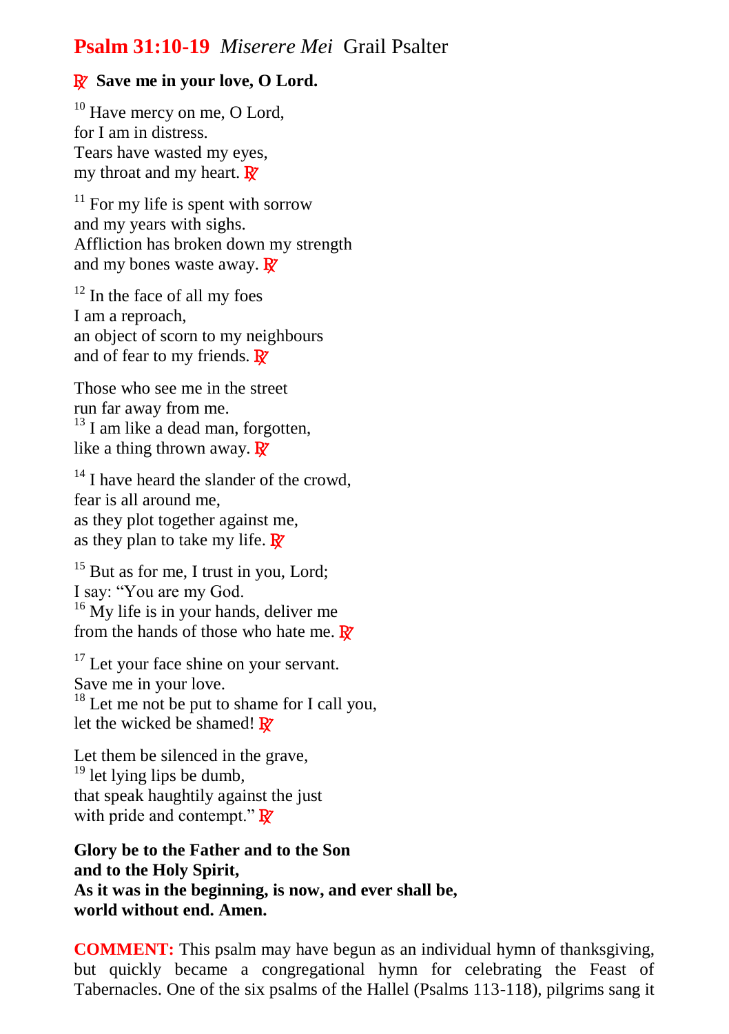## **Psalm 31:10-19** *Miserere Mei* Grail Psalter

**℟ Save me in your love, O Lord.**

10 Have mercy on me, O Lord,
for I am in distress.
Tears have wasted my eyes,
my throat and my heart. ℟

11 For my life is spent with sorrow
and my years with sighs.
Affliction has broken down my strength
and my bones waste away. ℟

12 In the face of all my foes
I am a reproach,
an object of scorn to my neighbours
and of fear to my friends. ℟

Those who see me in the street
run far away from me.
13 I am like a dead man, forgotten,
like a thing thrown away. ℟

14 I have heard the slander of the crowd,
fear is all around me,
as they plot together against me,
as they plan to take my life. ℟

15 But as for me, I trust in you, Lord;
I say: "You are my God.
16 My life is in your hands, deliver me
from the hands of those who hate me. ℟

17 Let your face shine on your servant.
Save me in your love.
18 Let me not be put to shame for I call you,
let the wicked be shamed! ℟

Let them be silenced in the grave,
19 let lying lips be dumb,
that speak haughtily against the just
with pride and contempt." ℟

**Glory be to the Father and to the Son
and to the Holy Spirit,
As it was in the beginning, is now, and ever shall be,
world without end. Amen.**

**COMMENT:** This psalm may have begun as an individual hymn of thanksgiving, but quickly became a congregational hymn for celebrating the Feast of Tabernacles. One of the six psalms of the Hallel (Psalms 113-118), pilgrims sang it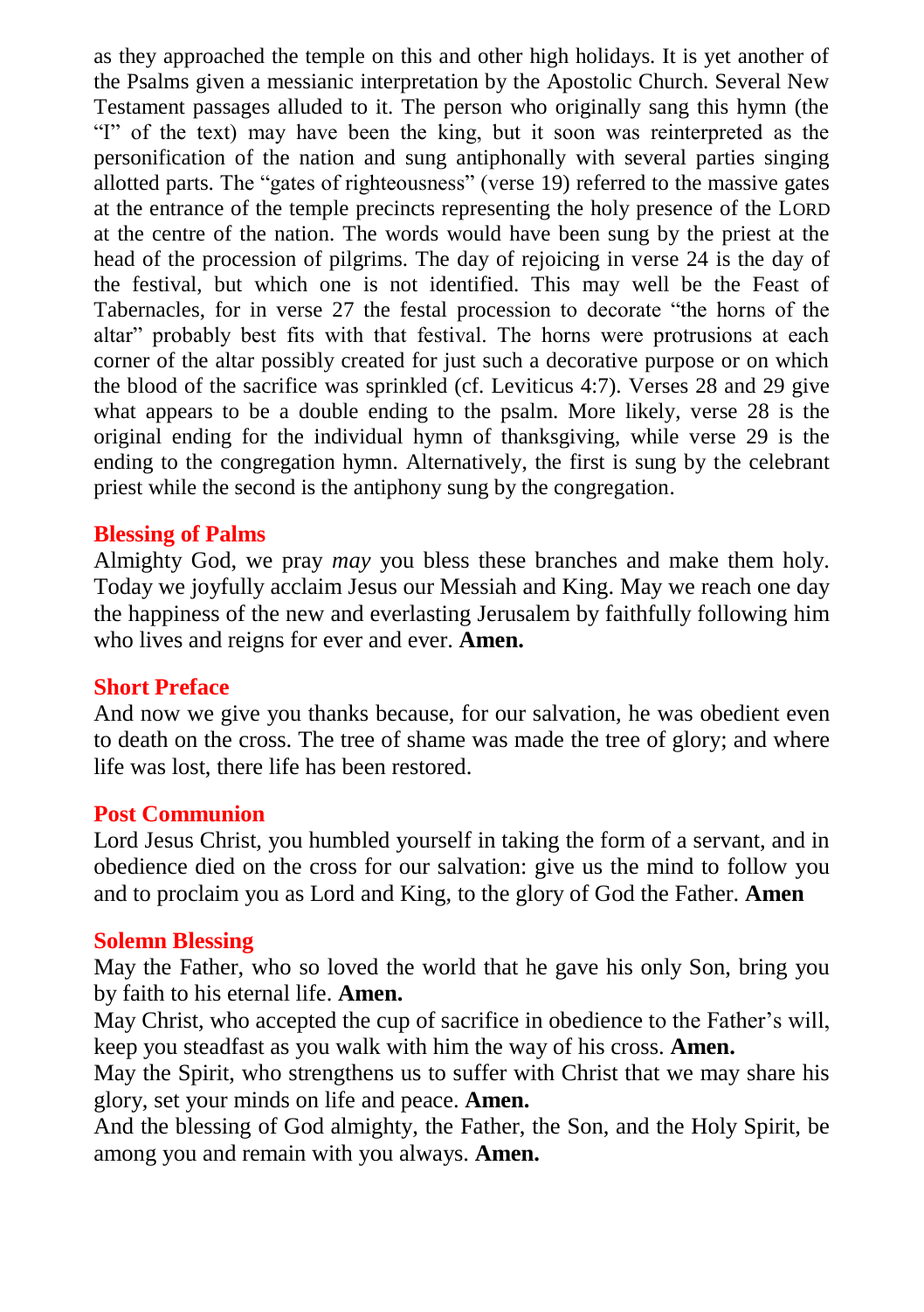as they approached the temple on this and other high holidays. It is yet another of the Psalms given a messianic interpretation by the Apostolic Church. Several New Testament passages alluded to it. The person who originally sang this hymn (the "I" of the text) may have been the king, but it soon was reinterpreted as the personification of the nation and sung antiphonally with several parties singing allotted parts. The "gates of righteousness" (verse 19) referred to the massive gates at the entrance of the temple precincts representing the holy presence of the LORD at the centre of the nation. The words would have been sung by the priest at the head of the procession of pilgrims. The day of rejoicing in verse 24 is the day of the festival, but which one is not identified. This may well be the Feast of Tabernacles, for in verse 27 the festal procession to decorate "the horns of the altar" probably best fits with that festival. The horns were protrusions at each corner of the altar possibly created for just such a decorative purpose or on which the blood of the sacrifice was sprinkled (cf. Leviticus 4:7). Verses 28 and 29 give what appears to be a double ending to the psalm. More likely, verse 28 is the original ending for the individual hymn of thanksgiving, while verse 29 is the ending to the congregation hymn. Alternatively, the first is sung by the celebrant priest while the second is the antiphony sung by the congregation.

## Blessing of Palms

Almighty God, we pray *may* you bless these branches and make them holy. Today we joyfully acclaim Jesus our Messiah and King. May we reach one day the happiness of the new and everlasting Jerusalem by faithfully following him who lives and reigns for ever and ever. **Amen.**

## Short Preface

And now we give you thanks because, for our salvation, he was obedient even to death on the cross. The tree of shame was made the tree of glory; and where life was lost, there life has been restored.

## Post Communion

Lord Jesus Christ, you humbled yourself in taking the form of a servant, and in obedience died on the cross for our salvation: give us the mind to follow you and to proclaim you as Lord and King, to the glory of God the Father. **Amen**

## Solemn Blessing

May the Father, who so loved the world that he gave his only Son, bring you by faith to his eternal life. **Amen.**

May Christ, who accepted the cup of sacrifice in obedience to the Father's will, keep you steadfast as you walk with him the way of his cross. **Amen.**

May the Spirit, who strengthens us to suffer with Christ that we may share his glory, set your minds on life and peace. **Amen.**

And the blessing of God almighty, the Father, the Son, and the Holy Spirit, be among you and remain with you always. **Amen.**